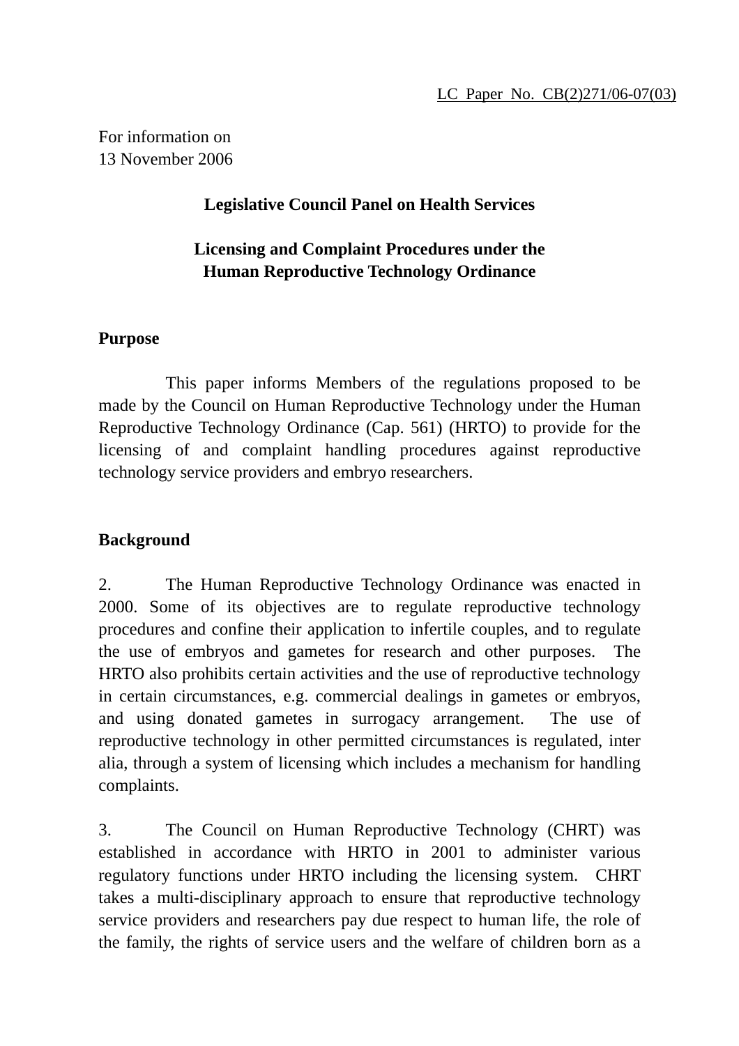LC Paper No. CB(2)271/06-07(03)

For information on
13 November 2006

**Legislative Council Panel on Health Services**

**Licensing and Complaint Procedures under the Human Reproductive Technology Ordinance**

**Purpose**

This paper informs Members of the regulations proposed to be made by the Council on Human Reproductive Technology under the Human Reproductive Technology Ordinance (Cap. 561) (HRTO) to provide for the licensing of and complaint handling procedures against reproductive technology service providers and embryo researchers.

**Background**

2. The Human Reproductive Technology Ordinance was enacted in 2000. Some of its objectives are to regulate reproductive technology procedures and confine their application to infertile couples, and to regulate the use of embryos and gametes for research and other purposes. The HRTO also prohibits certain activities and the use of reproductive technology in certain circumstances, e.g. commercial dealings in gametes or embryos, and using donated gametes in surrogacy arrangement. The use of reproductive technology in other permitted circumstances is regulated, inter alia, through a system of licensing which includes a mechanism for handling complaints.

3. The Council on Human Reproductive Technology (CHRT) was established in accordance with HRTO in 2001 to administer various regulatory functions under HRTO including the licensing system. CHRT takes a multi-disciplinary approach to ensure that reproductive technology service providers and researchers pay due respect to human life, the role of the family, the rights of service users and the welfare of children born as a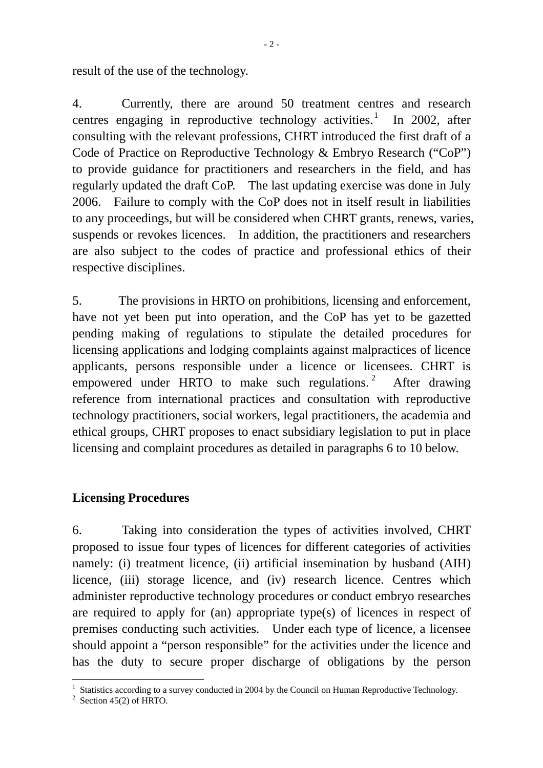result of the use of the technology.

4. Currently, there are around 50 treatment centres and research centres engaging in reproductive technology activities.[1] In 2002, after consulting with the relevant professions, CHRT introduced the first draft of a Code of Practice on Reproductive Technology & Embryo Research ("CoP") to provide guidance for practitioners and researchers in the field, and has regularly updated the draft CoP. The last updating exercise was done in July 2006. Failure to comply with the CoP does not in itself result in liabilities to any proceedings, but will be considered when CHRT grants, renews, varies, suspends or revokes licences. In addition, the practitioners and researchers are also subject to the codes of practice and professional ethics of their respective disciplines.

5. The provisions in HRTO on prohibitions, licensing and enforcement, have not yet been put into operation, and the CoP has yet to be gazetted pending making of regulations to stipulate the detailed procedures for licensing applications and lodging complaints against malpractices of licence applicants, persons responsible under a licence or licensees. CHRT is empowered under HRTO to make such regulations.[2] After drawing reference from international practices and consultation with reproductive technology practitioners, social workers, legal practitioners, the academia and ethical groups, CHRT proposes to enact subsidiary legislation to put in place licensing and complaint procedures as detailed in paragraphs 6 to 10 below.

## Licensing Procedures

6. Taking into consideration the types of activities involved, CHRT proposed to issue four types of licences for different categories of activities namely: (i) treatment licence, (ii) artificial insemination by husband (AIH) licence, (iii) storage licence, and (iv) research licence. Centres which administer reproductive technology procedures or conduct embryo researches are required to apply for (an) appropriate type(s) of licences in respect of premises conducting such activities. Under each type of licence, a licensee should appoint a "person responsible" for the activities under the licence and has the duty to secure proper discharge of obligations by the person

---

[1] Statistics according to a survey conducted in 2004 by the Council on Human Reproductive Technology.

[2] Section 45(2) of HRTO.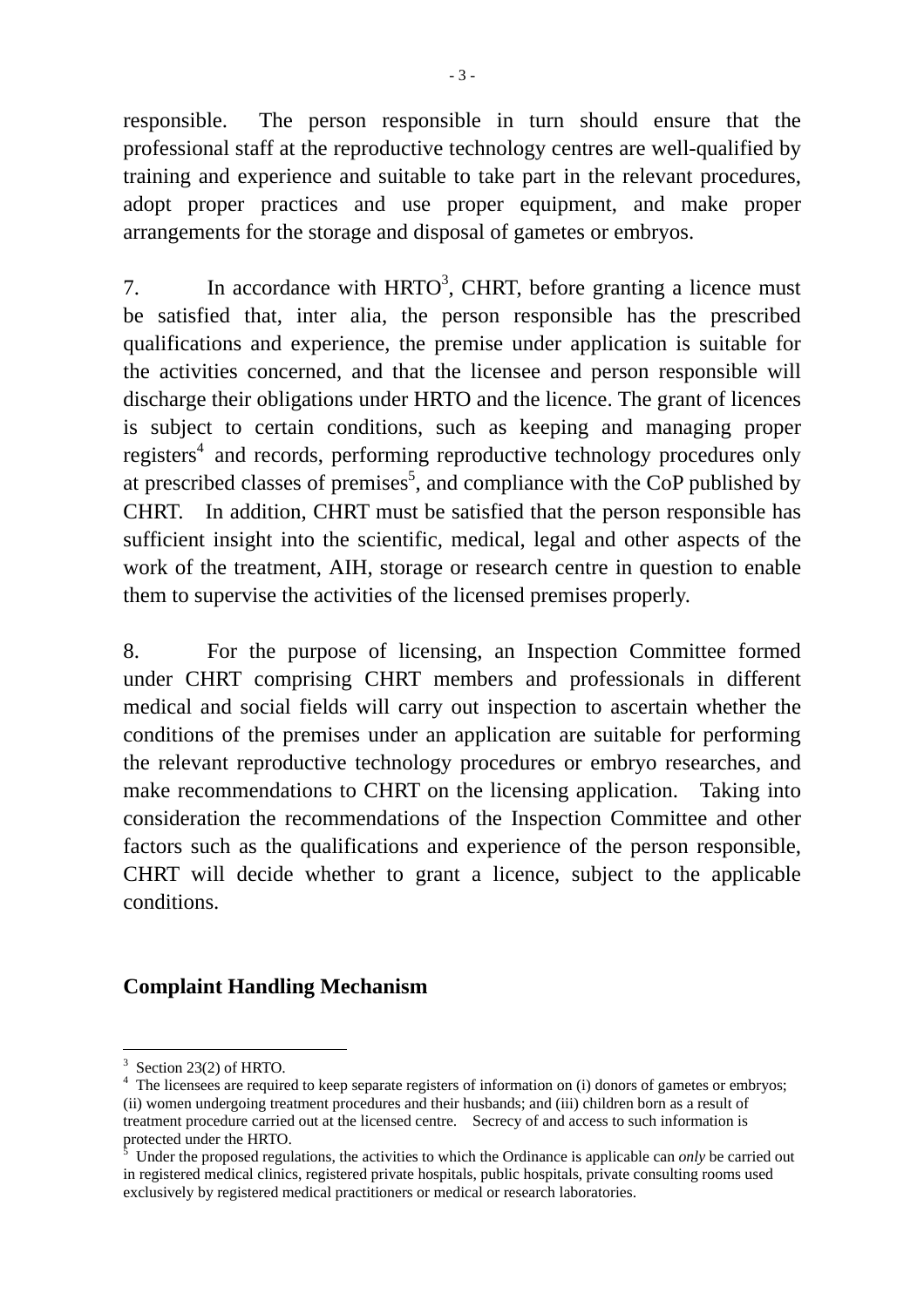responsible. The person responsible in turn should ensure that the professional staff at the reproductive technology centres are well-qualified by training and experience and suitable to take part in the relevant procedures, adopt proper practices and use proper equipment, and make proper arrangements for the storage and disposal of gametes or embryos.

7. In accordance with HRTO[3], CHRT, before granting a licence must be satisfied that, inter alia, the person responsible has the prescribed qualifications and experience, the premise under application is suitable for the activities concerned, and that the licensee and person responsible will discharge their obligations under HRTO and the licence. The grant of licences is subject to certain conditions, such as keeping and managing proper registers[4] and records, performing reproductive technology procedures only at prescribed classes of premises[5], and compliance with the CoP published by CHRT. In addition, CHRT must be satisfied that the person responsible has sufficient insight into the scientific, medical, legal and other aspects of the work of the treatment, AIH, storage or research centre in question to enable them to supervise the activities of the licensed premises properly.

8. For the purpose of licensing, an Inspection Committee formed under CHRT comprising CHRT members and professionals in different medical and social fields will carry out inspection to ascertain whether the conditions of the premises under an application are suitable for performing the relevant reproductive technology procedures or embryo researches, and make recommendations to CHRT on the licensing application. Taking into consideration the recommendations of the Inspection Committee and other factors such as the qualifications and experience of the person responsible, CHRT will decide whether to grant a licence, subject to the applicable conditions.

## Complaint Handling Mechanism

---

[3] Section 23(2) of HRTO.

[4] The licensees are required to keep separate registers of information on (i) donors of gametes or embryos; (ii) women undergoing treatment procedures and their husbands; and (iii) children born as a result of treatment procedure carried out at the licensed centre. Secrecy of and access to such information is protected under the HRTO.

[5] Under the proposed regulations, the activities to which the Ordinance is applicable can *only* be carried out in registered medical clinics, registered private hospitals, public hospitals, private consulting rooms used exclusively by registered medical practitioners or medical or research laboratories.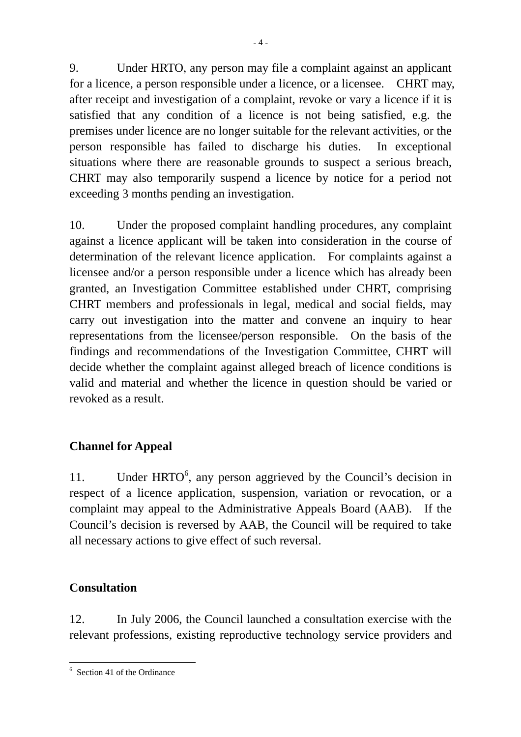9. Under HRTO, any person may file a complaint against an applicant for a licence, a person responsible under a licence, or a licensee. CHRT may, after receipt and investigation of a complaint, revoke or vary a licence if it is satisfied that any condition of a licence is not being satisfied, e.g. the premises under licence are no longer suitable for the relevant activities, or the person responsible has failed to discharge his duties. In exceptional situations where there are reasonable grounds to suspect a serious breach, CHRT may also temporarily suspend a licence by notice for a period not exceeding 3 months pending an investigation.

10. Under the proposed complaint handling procedures, any complaint against a licence applicant will be taken into consideration in the course of determination of the relevant licence application. For complaints against a licensee and/or a person responsible under a licence which has already been granted, an Investigation Committee established under CHRT, comprising CHRT members and professionals in legal, medical and social fields, may carry out investigation into the matter and convene an inquiry to hear representations from the licensee/person responsible. On the basis of the findings and recommendations of the Investigation Committee, CHRT will decide whether the complaint against alleged breach of licence conditions is valid and material and whether the licence in question should be varied or revoked as a result.

**Channel for Appeal**

11. Under HRTO[6], any person aggrieved by the Council's decision in respect of a licence application, suspension, variation or revocation, or a complaint may appeal to the Administrative Appeals Board (AAB). If the Council's decision is reversed by AAB, the Council will be required to take all necessary actions to give effect of such reversal.

**Consultation**

12. In July 2006, the Council launched a consultation exercise with the relevant professions, existing reproductive technology service providers and

---

[6] Section 41 of the Ordinance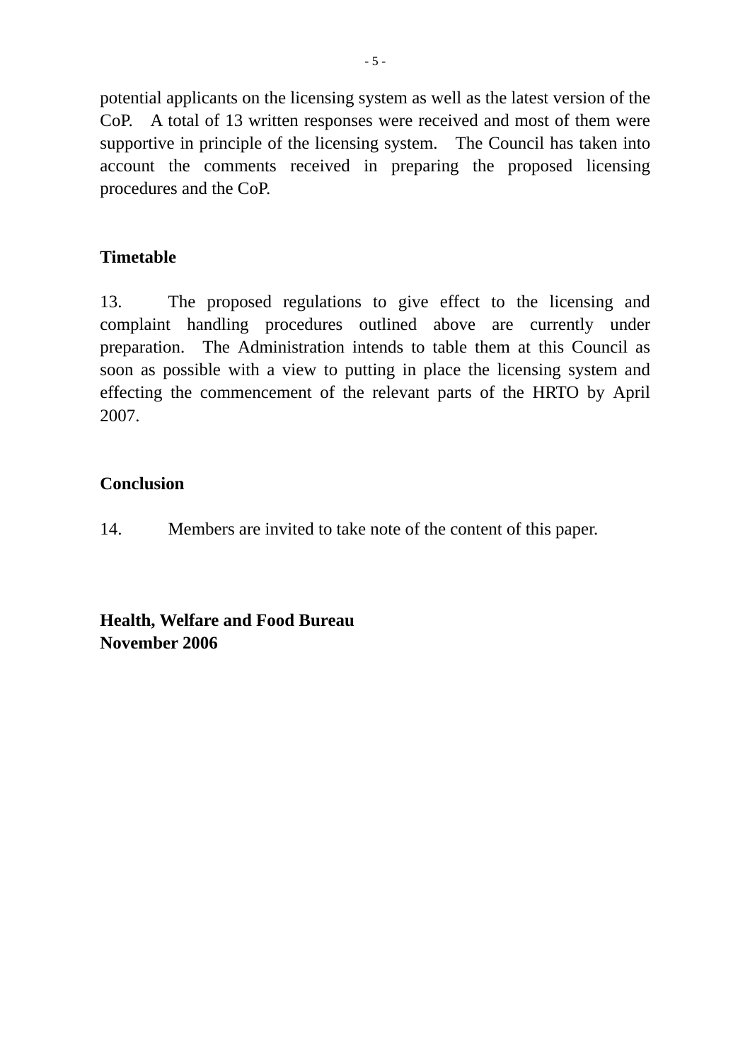potential applicants on the licensing system as well as the latest version of the CoP. A total of 13 written responses were received and most of them were supportive in principle of the licensing system. The Council has taken into account the comments received in preparing the proposed licensing procedures and the CoP.

**Timetable**

13. The proposed regulations to give effect to the licensing and complaint handling procedures outlined above are currently under preparation. The Administration intends to table them at this Council as soon as possible with a view to putting in place the licensing system and effecting the commencement of the relevant parts of the HRTO by April 2007.

**Conclusion**

14. Members are invited to take note of the content of this paper.

**Health, Welfare and Food Bureau**
**November 2006**